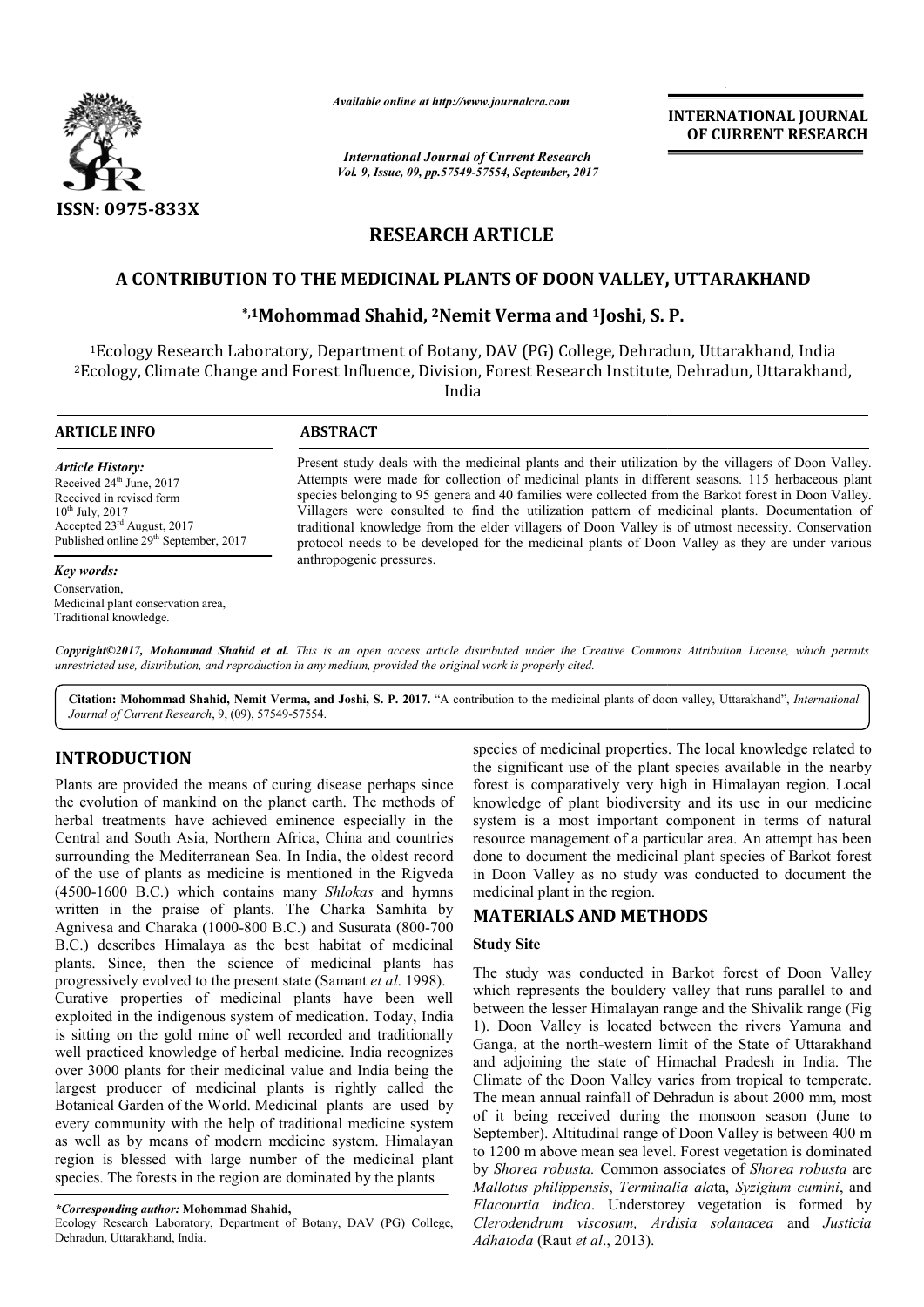*Available online at http://www.journalcra.com*

*International Journal of Current Research*
*Vol. 9, Issue, 09, pp.57549-57554, September, 2017*

**INTERNATIONAL JOURNAL OF CURRENT RESEARCH**

ISSN: 0975-833X

# RESEARCH ARTICLE

## A CONTRIBUTION TO THE MEDICINAL PLANTS OF DOON VALLEY, UTTARAKHAND

**[*,1]Mohommad Shahid, [2]Nemit Verma and [1]Joshi, S. P.**

[1]Ecology Research Laboratory, Department of Botany, DAV (PG) College, Dehradun, Uttarakhand, India
[2]Ecology, Climate Change and Forest Influence, Division, Forest Research Institute, Dehradun, Uttarakhand, India

**ARTICLE INFO**

*Article History:*
Received 24th June, 2017
Received in revised form
10th July, 2017
Accepted 23rd August, 2017
Published online 29th September, 2017

*Key words:*
Conservation,
Medicinal plant conservation area,
Traditional knowledge.

**ABSTRACT**

Present study deals with the medicinal plants and their utilization by the villagers of Doon Valley. Attempts were made for collection of medicinal plants in different seasons. 115 herbaceous plant species belonging to 95 genera and 40 families were collected from the Barkot forest in Doon Valley. Villagers were consulted to find the utilization pattern of medicinal plants. Documentation of traditional knowledge from the elder villagers of Doon Valley is of utmost necessity. Conservation protocol needs to be developed for the medicinal plants of Doon Valley as they are under various anthropogenic pressures.

***Copyright©2017, Mohommad Shahid et al.*** *This is an open access article distributed under the Creative Commons Attribution License, which permits unrestricted use, distribution, and reproduction in any medium, provided the original work is properly cited.*

**Citation: Mohommad Shahid, Nemit Verma, and Joshi, S. P. 2017.** "A contribution to the medicinal plants of doon valley, Uttarakhand", *International Journal of Current Research*, 9, (09), 57549-57554.

# INTRODUCTION

Plants are provided the means of curing disease perhaps since the evolution of mankind on the planet earth. The methods of herbal treatments have achieved eminence especially in the Central and South Asia, Northern Africa, China and countries surrounding the Mediterranean Sea. In India, the oldest record of the use of plants as medicine is mentioned in the Rigveda (4500-1600 B.C.) which contains many *Shlokas* and hymns written in the praise of plants. The Charka Samhita by Agnivesa and Charaka (1000-800 B.C.) and Susurata (800-700 B.C.) describes Himalaya as the best habitat of medicinal plants. Since, then the science of medicinal plants has progressively evolved to the present state (Samant *et al*. 1998).

Curative properties of medicinal plants have been well exploited in the indigenous system of medication. Today, India is sitting on the gold mine of well recorded and traditionally well practiced knowledge of herbal medicine. India recognizes over 3000 plants for their medicinal value and India being the largest producer of medicinal plants is rightly called the Botanical Garden of the World. Medicinal plants are used by every community with the help of traditional medicine system as well as by means of modern medicine system. Himalayan region is blessed with large number of the medicinal plant species. The forests in the region are dominated by the plants species of medicinal properties. The local knowledge related to the significant use of the plant species available in the nearby forest is comparatively very high in Himalayan region. Local knowledge of plant biodiversity and its use in our medicine system is a most important component in terms of natural resource management of a particular area. An attempt has been done to document the medicinal plant species of Barkot forest in Doon Valley as no study was conducted to document the medicinal plant in the region.

*\*Corresponding author:* **Mohommad Shahid,**
Ecology Research Laboratory, Department of Botany, DAV (PG) College, Dehradun, Uttarakhand, India.

# MATERIALS AND METHODS

### Study Site

The study was conducted in Barkot forest of Doon Valley which represents the bouldery valley that runs parallel to and between the lesser Himalayan range and the Shivalik range (Fig 1). Doon Valley is located between the rivers Yamuna and Ganga, at the north-western limit of the State of Uttarakhand and adjoining the state of Himachal Pradesh in India. The Climate of the Doon Valley varies from tropical to temperate. The mean annual rainfall of Dehradun is about 2000 mm, most of it being received during the monsoon season (June to September). Altitudinal range of Doon Valley is between 400 m to 1200 m above mean sea level. Forest vegetation is dominated by *Shorea robusta.* Common associates of *Shorea robusta* are *Mallotus philippensis*, *Terminalia ala*ta, *Syzigium cumini*, and *Flacourtia indica*. Understorey vegetation is formed by *Clerodendrum viscosum, Ardisia solanacea* and *Justicia Adhatoda* (Raut *et al*., 2013).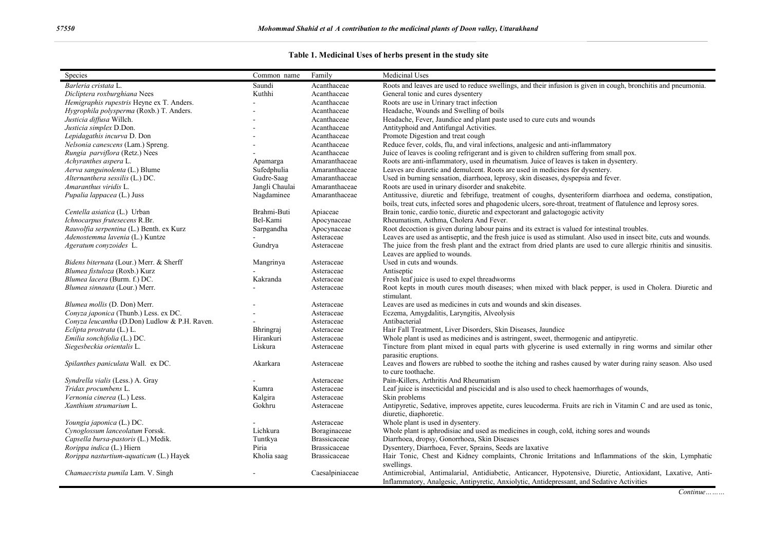**Table 1. Medicinal Uses of herbs present in the study site**

| Species | Common name | Family | Medicinal Uses |
|---|---|---|---|
| *Barleria cristata* L. | Saundi | Acanthaceae | Roots and leaves are used to reduce swellings, and their infusion is given in cough, bronchitis and pneumonia. |
| *Dicliptera roxburghiana* Nees | Kuthhi | Acanthaceae | General tonic and cures dysentery |
| *Hemigraphis rupestris* Heyne ex T. Anders. | - | Acanthaceae | Roots are use in Urinary tract infection |
| *Hygrophila polysperma* (Roxb.) T. Anders. | - | Acanthaceae | Headache, Wounds and Swelling of boils |
| *Justicia diffusa* Willch. | - | Acanthaceae | Headache, Fever, Jaundice and plant paste used to cure cuts and wounds |
| *Justicia simplex* D.Don. | - | Acanthaceae | Antityphoid and Antifungal Activities. |
| *Lepidagathis incurva* D. Don | - | Acanthaceae | Promote Digestion and treat cough |
| *Nelsonia canescens* (Lam.) Spreng. | - | Acanthaceae | Reduce fever, colds, flu, and viral infections, analgesic and anti-inflammatory |
| *Rungia parviflora* (Retz.) Nees | - | Acanthaceae | Juice of leaves is cooling refrigerant and is given to children suffering from small pox. |
| *Achyranthes aspera* L. | Apamarga | Amaranthaceae | Roots are anti-inflammatory, used in rheumatism. Juice of leaves is taken in dysentery. |
| *Aerva sanguinolenta* (L.) Blume | Sufedphulia | Amaranthaceae | Leaves are diuretic and demulcent. Roots are used in medicines for dysentery. |
| *Alternanthera sessilis* (L.) DC. | Gudre-Saag | Amaranthaceae | Used in burning sensation, diarrhoea, leprosy, skin diseases, dyspepsia and fever. |
| *Amaranthus viridis* L. | Jangli Chaulai | Amaranthaceae | Roots are used in urinary disorder and snakebite. |
| *Pupalia lappacea* (L.) Juss | Nagdaminee | Amaranthaceae | Antitussive, diuretic and febrifuge, treatment of coughs, dysenteriform diarrhoea and oedema, constipation, boils, treat cuts, infected sores and phagodenic ulcers, sore-throat, treatment of flatulence and leprosy sores. |
| *Centella asiatica* (L.) Urban | Brahmi-Buti | Apiaceae | Brain tonic, cardio tonic, diuretic and expectorant and galactogogic activity |
| *Ichnocarpus frutesecens* R.Br. | Bel-Kami | Apocynaceae | Rheumatism, Asthma, Cholera And Fever. |
| *Rauvolfia serpentina* (L.) Benth. ex Kurz | Sarpgandha | Apocynaceae | Root decoction is given during labour pains and its extract is valued for intestinal troubles. |
| *Adenostemma lavenia* (L.) Kuntze | - | Asteraceae | Leaves are used as antiseptic, and the fresh juice is used as stimulant. Also used in insect bite, cuts and wounds. |
| *Ageratum conyzoides* L. | Gundrya | Asteraceae | The juice from the fresh plant and the extract from dried plants are used to cure allergic rhinitis and sinusitis. Leaves are applied to wounds. |
| *Bidens biternata* (Lour.) Merr. & Sherff | Mangrinya | Asteraceae | Used in cuts and wounds. |
| *Blumea fistuloza* (Roxb.) Kurz | - | Asteraceae | Antiseptic |
| *Blumea lacera* (Burm. f.) DC. | Kakranda | Asteraceae | Fresh leaf juice is used to expel threadworms |
| *Blumea sinnauta* (Lour.) Merr. | - | Asteraceae | Root kepts in mouth cures mouth diseases; when mixed with black pepper, is used in Cholera. Diuretic and stimulant. |
| *Blumea mollis* (D. Don) Merr. | - | Asteraceae | Leaves are used as medicines in cuts and wounds and skin diseases. |
| *Conyza japonica* (Thunb.) Less. ex DC. | - | Asteraceae | Eczema, Amygdalitis, Laryngitis, Alveolysis |
| *Conyza leucantha* (D.Don) Ludlow & P.H. Raven. | - | Asteraceae | Antibacterial |
| *Eclipta prostrata* (L.) L. | Bhringraj | Asteraceae | Hair Fall Treatment, Liver Disorders, Skin Diseases, Jaundice |
| *Emilia sonchifolia* (L.) DC. | Hirankuri | Asteraceae | Whole plant is used as medicines and is astringent, sweet, thermogenic and antipyretic. |
| *Siegesbeckia orientalis* L. | Liskura | Asteraceae | Tincture from plant mixed in equal parts with glycerine is used externally in ring worms and similar other parasitic eruptions. |
| *Spilanthes paniculata* Wall. ex DC. | Akarkara | Asteraceae | Leaves and flowers are rubbed to soothe the itching and rashes caused by water during rainy season. Also used to cure toothache. |
| *Syndrella vialis* (Less.) A. Gray | - | Asteraceae | Pain-Killers, Arthritis And Rheumatism |
| *Tridax procumbens* L. | Kumra | Asteraceae | Leaf juice is insecticidal and piscicidal and is also used to check haemorrhages of wounds, |
| *Vernonia cinerea* (L.) Less. | Kalgira | Asteraceae | Skin problems |
| *Xanthium strumarium* L. | Gokhru | Asteraceae | Antipyretic, Sedative, improves appetite, cures leucoderma. Fruits are rich in Vitamin C and are used as tonic, diuretic, diaphoretic. |
| *Youngia japonica* (L.) DC. | - | Asteraceae | Whole plant is used in dysentery. |
| *Cynoglossum lanceolatum* Forssk. | Lichkura | Boraginaceae | Whole plant is aphrodisiac and used as medicines in cough, cold, itching sores and wounds |
| *Capsella bursa-pastoris* (L.) Medik. | Tuntkya | Brassicaceae | Diarrhoea, dropsy, Gonorrhoea, Skin Diseases |
| *Rorippa indica* (L.) Hiern | Piria | Brassicaceae | Dysentery, Diarrhoea, Fever, Sprains, Seeds are laxative |
| *Rorippa nasturtium-aquaticum* (L.) Hayek | Kholia saag | Brassicaceae | Hair Tonic, Chest and Kidney complaints, Chronic Irritations and Inflammations of the skin, Lymphatic swellings. |
| *Chamaecrista pumila* Lam. V. Singh | - | Caesalpiniaceae | Antimicrobial, Antimalarial, Antidiabetic, Anticancer, Hypotensive, Diuretic, Antioxidant, Laxative, Anti-Inflammatory, Analgesic, Antipyretic, Anxiolytic, Antidepressant, and Sedative Activities |

*Continue………*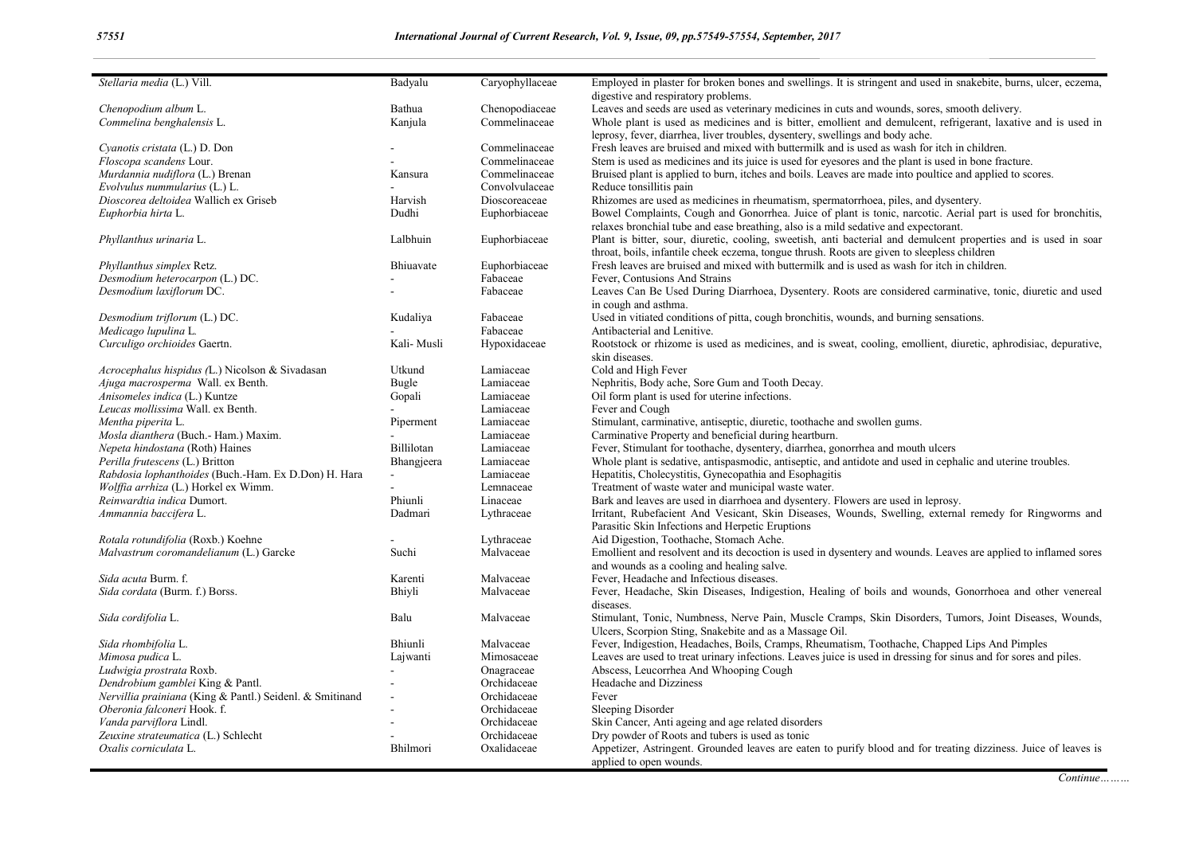| | | | |
|---|---|---|---|
| *Stellaria media* (L.) Vill. | Badyalu | Caryophyllaceae | Employed in plaster for broken bones and swellings. It is stringent and used in snakebite, burns, ulcer, eczema, digestive and respiratory problems. |
| *Chenopodium album* L. | Bathua | Chenopodiaceae | Leaves and seeds are used as veterinary medicines in cuts and wounds, sores, smooth delivery. |
| *Commelina benghalensis* L. | Kanjula | Commelinaceae | Whole plant is used as medicines and is bitter, emollient and demulcent, refrigerant, laxative and is used in leprosy, fever, diarrhea, liver troubles, dysentery, swellings and body ache. |
| *Cyanotis cristata* (L.) D. Don | - | Commelinaceae | Fresh leaves are bruised and mixed with buttermilk and is used as wash for itch in children. |
| *Floscopa scandens* Lour. | - | Commelinaceae | Stem is used as medicines and its juice is used for eyesores and the plant is used in bone fracture. |
| *Murdannia nudiflora* (L.) Brenan | Kansura | Commelinaceae | Bruised plant is applied to burn, itches and boils. Leaves are made into poultice and applied to scores. |
| *Evolvulus nummularius* (L.) L. | - | Convolvulaceae | Reduce tonsillitis pain |
| *Dioscorea deltoidea* Wallich ex Griseb | Harvish | Dioscoreaceae | Rhizomes are used as medicines in rheumatism, spermatorrhoea, piles, and dysentery. |
| *Euphorbia hirta* L. | Dudhi | Euphorbiaceae | Bowel Complaints, Cough and Gonorrhea. Juice of plant is tonic, narcotic. Aerial part is used for bronchitis, relaxes bronchial tube and ease breathing, also is a mild sedative and expectorant. |
| *Phyllanthus urinaria* L. | Lalbhuin | Euphorbiaceae | Plant is bitter, sour, diuretic, cooling, sweetish, anti bacterial and demulcent properties and is used in soar throat, boils, infantile cheek eczema, tongue thrush. Roots are given to sleepless children |
| *Phyllanthus simplex* Retz. | Bhiuavate | Euphorbiaceae | Fresh leaves are bruised and mixed with buttermilk and is used as wash for itch in children. |
| *Desmodium heterocarpon* (L.) DC. | - | Fabaceae | Fever, Contusions And Strains |
| *Desmodium laxiflorum* DC. | - | Fabaceae | Leaves Can Be Used During Diarrhoea, Dysentery. Roots are considered carminative, tonic, diuretic and used in cough and asthma. |
| *Desmodium triflorum* (L.) DC. | Kudaliya | Fabaceae | Used in vitiated conditions of pitta, cough bronchitis, wounds, and burning sensations. |
| *Medicago lupulina* L. | - | Fabaceae | Antibacterial and Lenitive. |
| *Curculigo orchioides* Gaertn. | Kali- Musli | Hypoxidaceae | Rootstock or rhizome is used as medicines, and is sweat, cooling, emollient, diuretic, aphrodisiac, depurative, skin diseases. |
| *Acrocephalus hispidus (*L.) Nicolson & Sivadasan | Utkund | Lamiaceae | Cold and High Fever |
| *Ajuga macrosperma* Wall. ex Benth. | Bugle | Lamiaceae | Nephritis, Body ache, Sore Gum and Tooth Decay. |
| *Anisomeles indica* (L.) Kuntze | Gopali | Lamiaceae | Oil form plant is used for uterine infections. |
| *Leucas mollissima* Wall. ex Benth. | - | Lamiaceae | Fever and Cough |
| *Mentha piperita* L. | Piperment | Lamiaceae | Stimulant, carminative, antiseptic, diuretic, toothache and swollen gums. |
| *Mosla dianthera* (Buch.- Ham.) Maxim. | - | Lamiaceae | Carminative Property and beneficial during heartburn. |
| *Nepeta hindostana* (Roth) Haines | Billilotan | Lamiaceae | Fever, Stimulant for toothache, dysentery, diarrhea, gonorrhea and mouth ulcers |
| *Perilla frutescens* (L.) Britton | Bhangjeera | Lamiaceae | Whole plant is sedative, antispasmodic, antiseptic, and antidote and used in cephalic and uterine troubles. |
| *Rabdosia lophanthoides* (Buch.-Ham. Ex D.Don) H. Hara | - | Lamiaceae | Hepatitis, Cholecystitis, Gynecopathia and Esophagitis |
| *Wolffia arrhiza* (L.) Horkel ex Wimm. | - | Lemnaceae | Treatment of waste water and municipal waste water. |
| *Reinwardtia indica* Dumort. | Phiunli | Linaceae | Bark and leaves are used in diarrhoea and dysentery. Flowers are used in leprosy. |
| *Ammannia baccifera* L. | Dadmari | Lythraceae | Irritant, Rubefacient And Vesicant, Skin Diseases, Wounds, Swelling, external remedy for Ringworms and Parasitic Skin Infections and Herpetic Eruptions |
| *Rotala rotundifolia* (Roxb.) Koehne | - | Lythraceae | Aid Digestion, Toothache, Stomach Ache. |
| *Malvastrum coromandelianum* (L.) Garcke | Suchi | Malvaceae | Emollient and resolvent and its decoction is used in dysentery and wounds. Leaves are applied to inflamed sores and wounds as a cooling and healing salve. |
| *Sida acuta* Burm. f. | Karenti | Malvaceae | Fever, Headache and Infectious diseases. |
| *Sida cordata* (Burm. f.) Borss. | Bhiyli | Malvaceae | Fever, Headache, Skin Diseases, Indigestion, Healing of boils and wounds, Gonorrhoea and other venereal diseases. |
| *Sida cordifolia* L. | Balu | Malvaceae | Stimulant, Tonic, Numbness, Nerve Pain, Muscle Cramps, Skin Disorders, Tumors, Joint Diseases, Wounds, Ulcers, Scorpion Sting, Snakebite and as a Massage Oil. |
| *Sida rhombifolia* L. | Bhiunli | Malvaceae | Fever, Indigestion, Headaches, Boils, Cramps, Rheumatism, Toothache, Chapped Lips And Pimples |
| *Mimosa pudica* L. | Lajwanti | Mimosaceae | Leaves are used to treat urinary infections. Leaves juice is used in dressing for sinus and for sores and piles. |
| *Ludwigia prostrata* Roxb. | - | Onagraceae | Abscess, Leucorrhea And Whooping Cough |
| *Dendrobium gamblei* King & Pantl. | - | Orchidaceae | Headache and Dizziness |
| *Nervillia prainiana* (King & Pantl.) Seidenl. & Smitinand | - | Orchidaceae | Fever |
| *Oberonia falconeri* Hook. f. | - | Orchidaceae | Sleeping Disorder |
| *Vanda parviflora* Lindl. | - | Orchidaceae | Skin Cancer, Anti ageing and age related disorders |
| *Zeuxine strateumatica* (L.) Schlecht | - | Orchidaceae | Dry powder of Roots and tubers is used as tonic |
| *Oxalis corniculata* L. | Bhilmori | Oxalidaceae | Appetizer, Astringent. Grounded leaves are eaten to purify blood and for treating dizziness. Juice of leaves is applied to open wounds. |

*Continue………*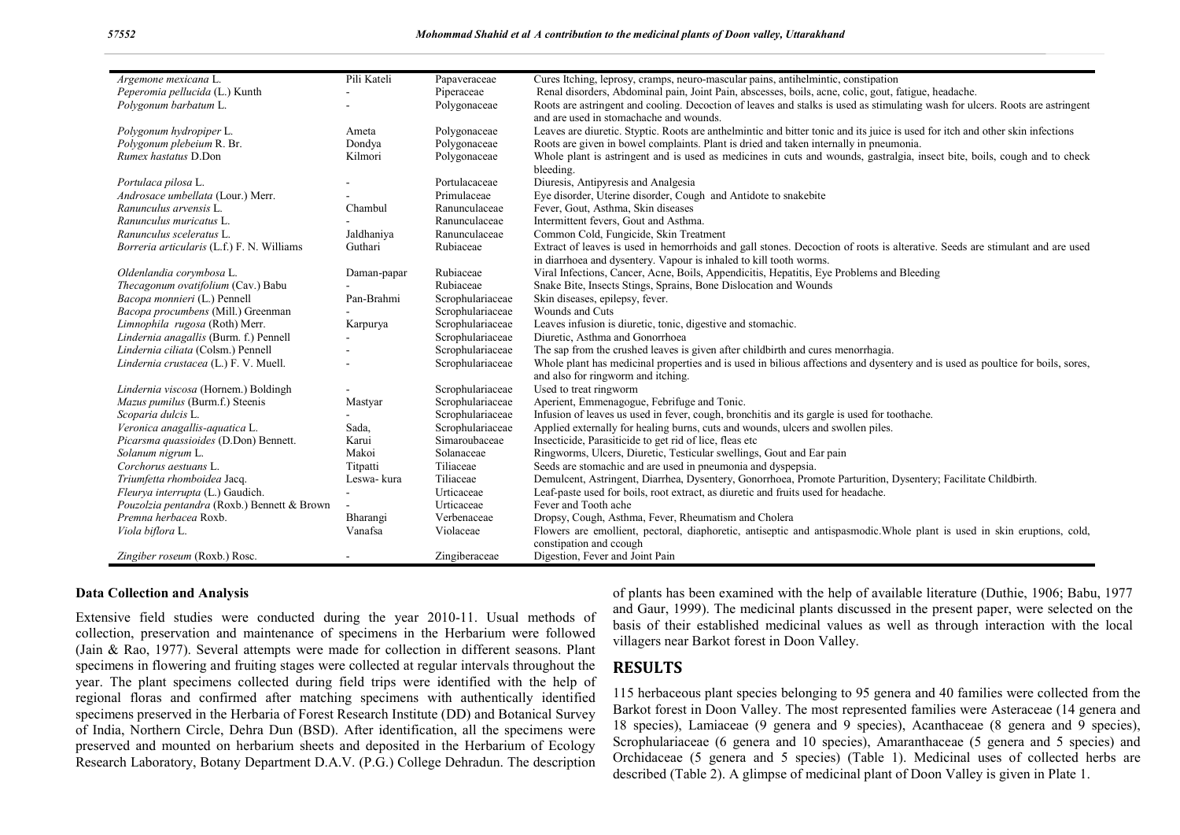| | | | |
|---|---|---|---|
| *Argemone mexicana* L. | Pili Kateli | Papaveraceae | Cures Itching, leprosy, cramps, neuro-mascular pains, antihelmintic, constipation |
| *Peperomia pellucida* (L.) Kunth | - | Piperaceae | Renal disorders, Abdominal pain, Joint Pain, abscesses, boils, acne, colic, gout, fatigue, headache. |
| *Polygonum barbatum* L. | - | Polygonaceae | Roots are astringent and cooling. Decoction of leaves and stalks is used as stimulating wash for ulcers. Roots are astringent and are used in stomachache and wounds. |
| *Polygonum hydropiper* L. | Ameta | Polygonaceae | Leaves are diuretic. Styptic. Roots are anthelmintic and bitter tonic and its juice is used for itch and other skin infections |
| *Polygonum plebeium* R. Br. | Dondya | Polygonaceae | Roots are given in bowel complaints. Plant is dried and taken internally in pneumonia. |
| *Rumex hastatus* D.Don | Kilmori | Polygonaceae | Whole plant is astringent and is used as medicines in cuts and wounds, gastralgia, insect bite, boils, cough and to check bleeding. |
| *Portulaca pilosa* L. | - | Portulacaceae | Diuresis, Antipyresis and Analgesia |
| *Androsace umbellata* (Lour.) Merr. | - | Primulaceae | Eye disorder, Uterine disorder, Cough and Antidote to snakebite |
| *Ranunculus arvensis* L. | Chambul | Ranunculaceae | Fever, Gout, Asthma, Skin diseases |
| *Ranunculus muricatus* L. | - | Ranunculaceae | Intermittent fevers, Gout and Asthma. |
| *Ranunculus sceleratus* L. | Jaldhaniya | Ranunculaceae | Common Cold, Fungicide, Skin Treatment |
| *Borreria articularis* (L.f.) F. N. Williams | Guthari | Rubiaceae | Extract of leaves is used in hemorrhoids and gall stones. Decoction of roots is alterative. Seeds are stimulant and are used in diarrhoea and dysentery. Vapour is inhaled to kill tooth worms. |
| *Oldenlandia corymbosa* L. | Daman-papar | Rubiaceae | Viral Infections, Cancer, Acne, Boils, Appendicitis, Hepatitis, Eye Problems and Bleeding |
| *Thecagonum ovatifolium* (Cav.) Babu | - | Rubiaceae | Snake Bite, Insects Stings, Sprains, Bone Dislocation and Wounds |
| *Bacopa monnieri* (L.) Pennell | Pan-Brahmi | Scrophulariaceae | Skin diseases, epilepsy, fever. |
| *Bacopa procumbens* (Mill.) Greenman | - | Scrophulariaceae | Wounds and Cuts |
| *Limnophila rugosa* (Roth) Merr. | Karpurya | Scrophulariaceae | Leaves infusion is diuretic, tonic, digestive and stomachic. |
| *Lindernia anagallis* (Burm. f.) Pennell | - | Scrophulariaceae | Diuretic, Asthma and Gonorrhoea |
| *Lindernia ciliata* (Colsm.) Pennell | - | Scrophulariaceae | The sap from the crushed leaves is given after childbirth and cures menorrhagia. |
| *Lindernia crustacea* (L.) F. V. Muell. | - | Scrophulariaceae | Whole plant has medicinal properties and is used in bilious affections and dysentery and is used as poultice for boils, sores, and also for ringworm and itching. |
| *Lindernia viscosa* (Hornem.) Boldingh | - | Scrophulariaceae | Used to treat ringworm |
| *Mazus pumilus* (Burm.f.) Steenis | Mastyar | Scrophulariaceae | Aperient, Emmenagogue, Febrifuge and Tonic. |
| *Scoparia dulcis* L. | - | Scrophulariaceae | Infusion of leaves us used in fever, cough, bronchitis and its gargle is used for toothache. |
| *Veronica anagallis-aquatica* L. | Sada, | Scrophulariaceae | Applied externally for healing burns, cuts and wounds, ulcers and swollen piles. |
| *Picarsma quassioides* (D.Don) Bennett. | Karui | Simaroubaceae | Insecticide, Parasiticide to get rid of lice, fleas etc |
| *Solanum nigrum* L. | Makoi | Solanaceae | Ringworms, Ulcers, Diuretic, Testicular swellings, Gout and Ear pain |
| *Corchorus aestuans* L. | Titpatti | Tiliaceae | Seeds are stomachic and are used in pneumonia and dyspepsia. |
| *Triumfetta rhomboidea* Jacq. | Leswa- kura | Tiliaceae | Demulcent, Astringent, Diarrhea, Dysentery, Gonorrhoea, Promote Parturition, Dysentery; Facilitate Childbirth. |
| *Fleurya interrupta* (L.) Gaudich. | - | Urticaceae | Leaf-paste used for boils, root extract, as diuretic and fruits used for headache. |
| *Pouzolzia pentandra* (Roxb.) Bennett & Brown | - | Urticaceae | Fever and Tooth ache |
| *Premna herbacea* Roxb. | Bharangi | Verbenaceae | Dropsy, Cough, Asthma, Fever, Rheumatism and Cholera |
| *Viola biflora* L. | Vanafsa | Violaceae | Flowers are emollient, pectoral, diaphoretic, antiseptic and antispasmodic.Whole plant is used in skin eruptions, cold, constipation and ccough |
| *Zingiber roseum* (Roxb.) Rosc. | - | Zingiberaceae | Digestion, Fever and Joint Pain |

**Data Collection and Analysis**

Extensive field studies were conducted during the year 2010-11. Usual methods of collection, preservation and maintenance of specimens in the Herbarium were followed (Jain & Rao, 1977). Several attempts were made for collection in different seasons. Plant specimens in flowering and fruiting stages were collected at regular intervals throughout the year. The plant specimens collected during field trips were identified with the help of regional floras and confirmed after matching specimens with authentically identified specimens preserved in the Herbaria of Forest Research Institute (DD) and Botanical Survey of India, Northern Circle, Dehra Dun (BSD). After identification, all the specimens were preserved and mounted on herbarium sheets and deposited in the Herbarium of Ecology Research Laboratory, Botany Department D.A.V. (P.G.) College Dehradun. The description of plants has been examined with the help of available literature (Duthie, 1906; Babu, 1977 and Gaur, 1999). The medicinal plants discussed in the present paper, were selected on the basis of their established medicinal values as well as through interaction with the local villagers near Barkot forest in Doon Valley.

## RESULTS

115 herbaceous plant species belonging to 95 genera and 40 families were collected from the Barkot forest in Doon Valley. The most represented families were Asteraceae (14 genera and 18 species), Lamiaceae (9 genera and 9 species), Acanthaceae (8 genera and 9 species), Scrophulariaceae (6 genera and 10 species), Amaranthaceae (5 genera and 5 species) and Orchidaceae (5 genera and 5 species) (Table 1). Medicinal uses of collected herbs are described (Table 2). A glimpse of medicinal plant of Doon Valley is given in Plate 1.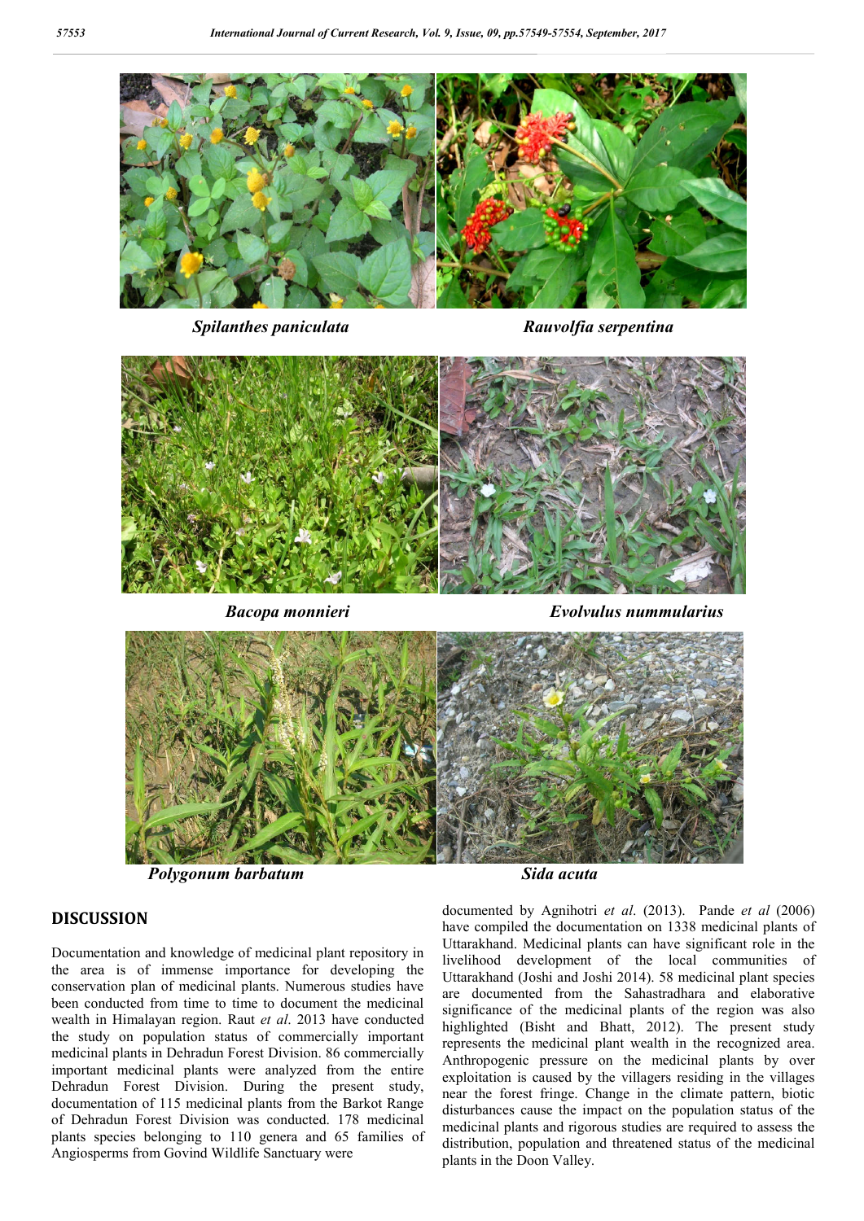*Spilanthes paniculata*

*Rauvolfia serpentina*

*Bacopa monnieri*

*Evolvulus nummularius*

*Polygonum barbatum*

*Sida acuta*

## DISCUSSION

Documentation and knowledge of medicinal plant repository in the area is of immense importance for developing the conservation plan of medicinal plants. Numerous studies have been conducted from time to time to document the medicinal wealth in Himalayan region. Raut *et al*. 2013 have conducted the study on population status of commercially important medicinal plants in Dehradun Forest Division. 86 commercially important medicinal plants were analyzed from the entire Dehradun Forest Division. During the present study, documentation of 115 medicinal plants from the Barkot Range of Dehradun Forest Division was conducted. 178 medicinal plants species belonging to 110 genera and 65 families of Angiosperms from Govind Wildlife Sanctuary were documented by Agnihotri *et al*. (2013). Pande *et al* (2006) have compiled the documentation on 1338 medicinal plants of Uttarakhand. Medicinal plants can have significant role in the livelihood development of the local communities of Uttarakhand (Joshi and Joshi 2014). 58 medicinal plant species are documented from the Sahastradhara and elaborative significance of the medicinal plants of the region was also highlighted (Bisht and Bhatt, 2012). The present study represents the medicinal plant wealth in the recognized area. Anthropogenic pressure on the medicinal plants by over exploitation is caused by the villagers residing in the villages near the forest fringe. Change in the climate pattern, biotic disturbances cause the impact on the population status of the medicinal plants and rigorous studies are required to assess the distribution, population and threatened status of the medicinal plants in the Doon Valley.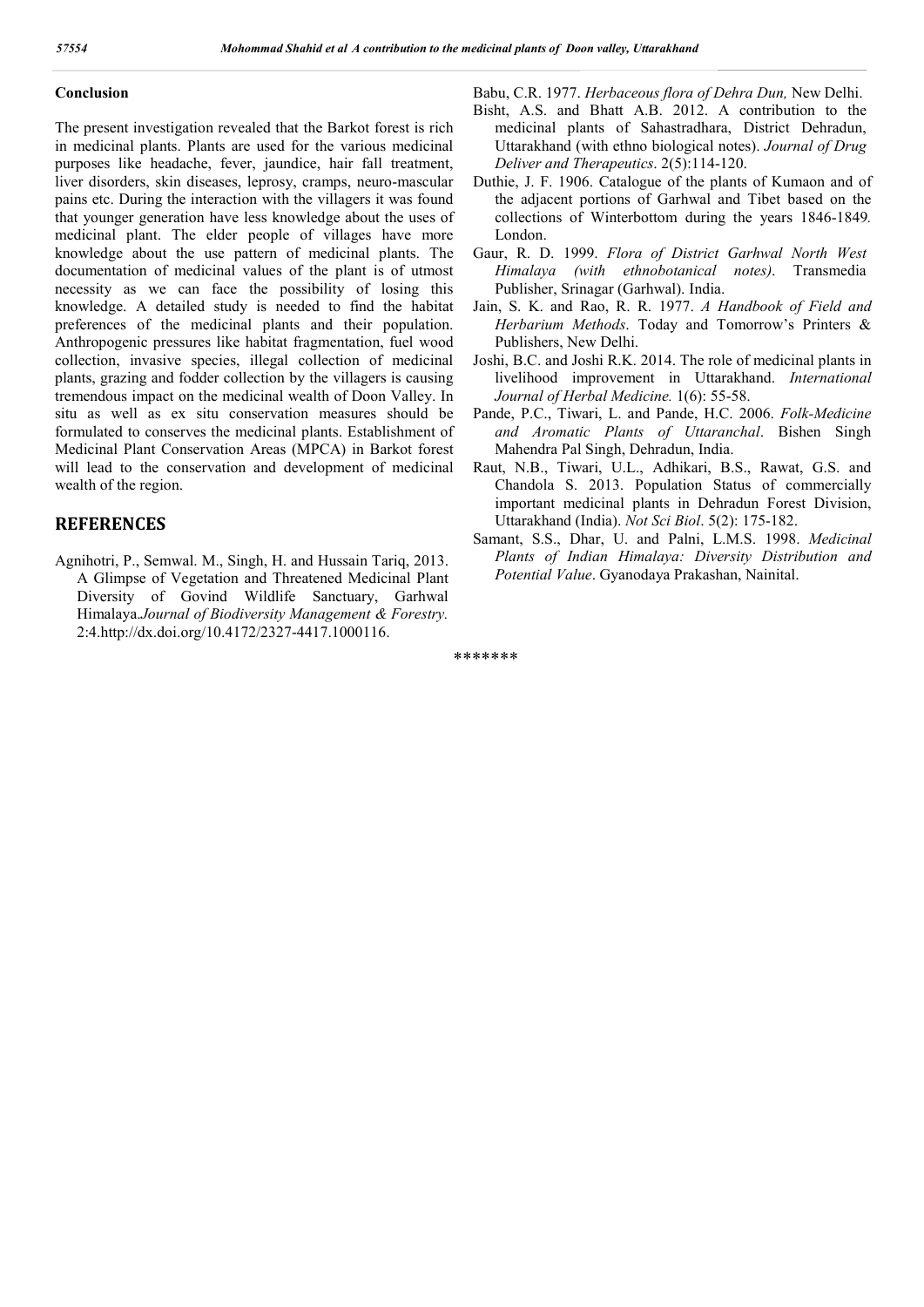## Conclusion

The present investigation revealed that the Barkot forest is rich in medicinal plants. Plants are used for the various medicinal purposes like headache, fever, jaundice, hair fall treatment, liver disorders, skin diseases, leprosy, cramps, neuro-mascular pains etc. During the interaction with the villagers it was found that younger generation have less knowledge about the uses of medicinal plant. The elder people of villages have more knowledge about the use pattern of medicinal plants. The documentation of medicinal values of the plant is of utmost necessity as we can face the possibility of losing this knowledge. A detailed study is needed to find the habitat preferences of the medicinal plants and their population. Anthropogenic pressures like habitat fragmentation, fuel wood collection, invasive species, illegal collection of medicinal plants, grazing and fodder collection by the villagers is causing tremendous impact on the medicinal wealth of Doon Valley. In situ as well as ex situ conservation measures should be formulated to conserves the medicinal plants. Establishment of Medicinal Plant Conservation Areas (MPCA) in Barkot forest will lead to the conservation and development of medicinal wealth of the region.

## REFERENCES

Agnihotri, P., Semwal. M., Singh, H. and Hussain Tariq, 2013. A Glimpse of Vegetation and Threatened Medicinal Plant Diversity of Govind Wildlife Sanctuary, Garhwal Himalaya.*Journal of Biodiversity Management & Forestry.* 2:4.http://dx.doi.org/10.4172/2327-4417.1000116.

Babu, C.R. 1977. *Herbaceous flora of Dehra Dun,* New Delhi.

Bisht, A.S. and Bhatt A.B. 2012. A contribution to the medicinal plants of Sahastradhara, District Dehradun, Uttarakhand (with ethno biological notes). *Journal of Drug Deliver and Therapeutics*. 2(5):114-120.

Duthie, J. F. 1906. Catalogue of the plants of Kumaon and of the adjacent portions of Garhwal and Tibet based on the collections of Winterbottom during the years 1846-1849*.* London.

Gaur, R. D. 1999. *Flora of District Garhwal North West Himalaya (with ethnobotanical notes)*. Transmedia Publisher, Srinagar (Garhwal). India.

Jain, S. K. and Rao, R. R. 1977. *A Handbook of Field and Herbarium Methods.* Today and Tomorrow's Printers & Publishers, New Delhi.

Joshi, B.C. and Joshi R.K. 2014. The role of medicinal plants in livelihood improvement in Uttarakhand. *International Journal of Herbal Medicine.* 1(6): 55-58.

Pande, P.C., Tiwari, L. and Pande, H.C. 2006. *Folk-Medicine and Aromatic Plants of Uttaranchal*. Bishen Singh Mahendra Pal Singh, Dehradun, India.

Raut, N.B., Tiwari, U.L., Adhikari, B.S., Rawat, G.S. and Chandola S. 2013. Population Status of commercially important medicinal plants in Dehradun Forest Division, Uttarakhand (India). *Not Sci Biol*. 5(2): 175-182.

Samant, S.S., Dhar, U. and Palni, L.M.S. 1998. *Medicinal Plants of Indian Himalaya: Diversity Distribution and Potential Value*. Gyanodaya Prakashan, Nainital.

*******